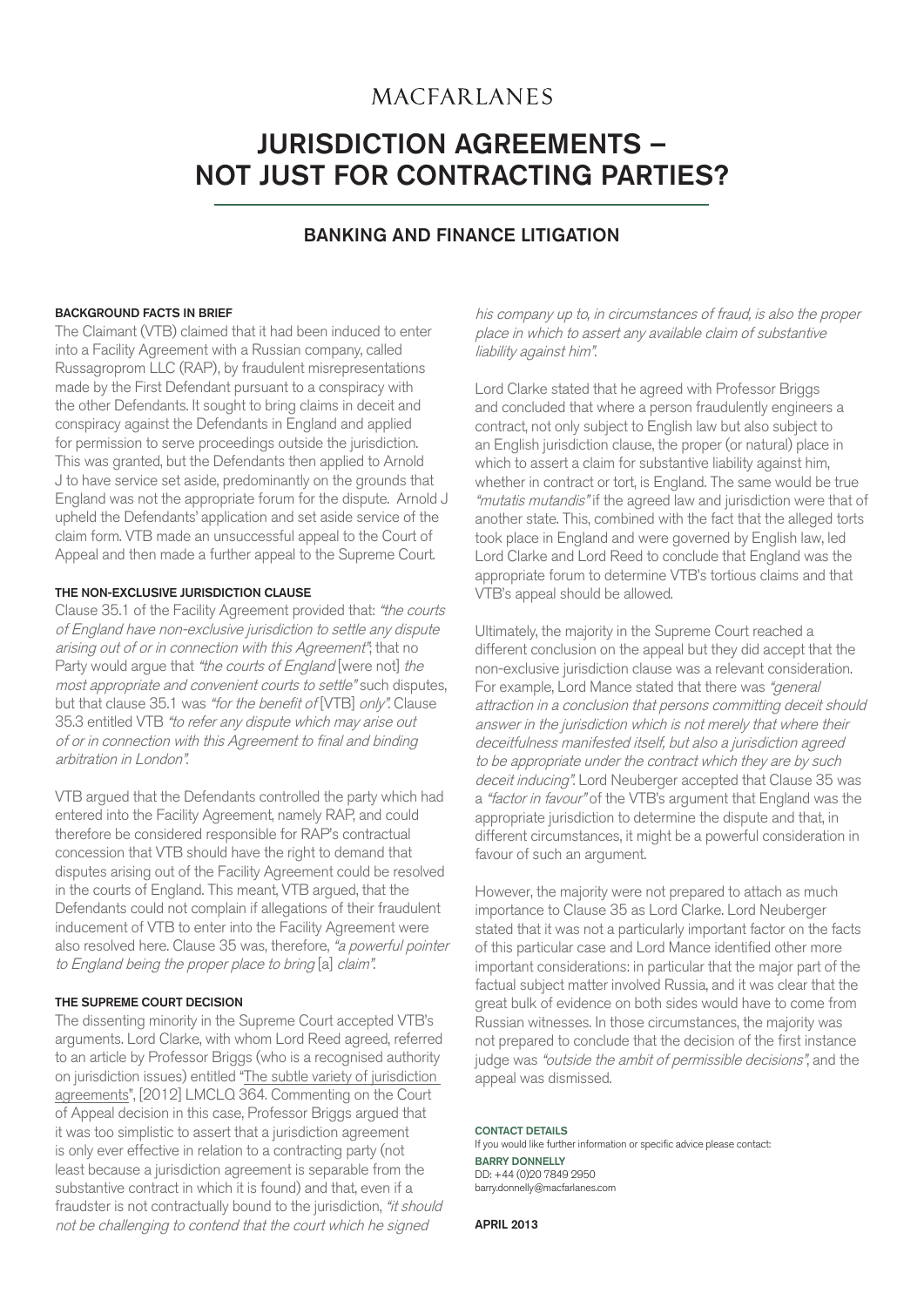MACFARLANES

# JURISDICTION AGREEMENTS – NOT JUST FOR CONTRACTING PARTIES?

## BANKING AND FINANCE LITIGATION

### BACKGROUND FACTS IN BRIEF

The Claimant (VTB) claimed that it had been induced to enter into a Facility Agreement with a Russian company, called Russagroprom LLC (RAP), by fraudulent misrepresentations made by the First Defendant pursuant to a conspiracy with the other Defendants. It sought to bring claims in deceit and conspiracy against the Defendants in England and applied for permission to serve proceedings outside the jurisdiction. This was granted, but the Defendants then applied to Arnold J to have service set aside, predominantly on the grounds that England was not the appropriate forum for the dispute. Arnold J upheld the Defendants' application and set aside service of the claim form. VTB made an unsuccessful appeal to the Court of Appeal and then made a further appeal to the Supreme Court.

### THE NON-EXCLUSIVE JURISDICTION CLAUSE

Clause 35.1 of the Facility Agreement provided that: *"the courts of England have non-exclusive jurisdiction to settle any dispute arising out of or in connection with this Agreement"*; that no Party would argue that *"the courts of England* [were not] *the most appropriate and convenient courts to settle"* such disputes, but that clause 35.1 was *"for the benefit of* [VTB] *only"*. Clause 35.3 entitled VTB *"to refer any dispute which may arise out of or in connection with this Agreement to final and binding arbitration in London"*.

VTB argued that the Defendants controlled the party which had entered into the Facility Agreement, namely RAP, and could therefore be considered responsible for RAP's contractual concession that VTB should have the right to demand that disputes arising out of the Facility Agreement could be resolved in the courts of England. This meant, VTB argued, that the Defendants could not complain if allegations of their fraudulent inducement of VTB to enter into the Facility Agreement were also resolved here. Clause 35 was, therefore, *"a powerful pointer to England being the proper place to bring* [a] *claim"*.

### THE SUPREME COURT DECISION

The dissenting minority in the Supreme Court accepted VTB's arguments. Lord Clarke, with whom Lord Reed agreed, referred to an article by Professor Briggs (who is a recognised authority on jurisdiction issues) entitled "The subtle variety of jurisdiction agreements", [2012] LMCLQ 364. Commenting on the Court of Appeal decision in this case, Professor Briggs argued that it was too simplistic to assert that a jurisdiction agreement is only ever effective in relation to a contracting party (not least because a jurisdiction agreement is separable from the substantive contract in which it is found) and that, even if a fraudster is not contractually bound to the jurisdiction, *"it should not be challenging to contend that the court which he signed his company up to, in circumstances of fraud, is also the proper place in which to assert any available claim of substantive liability against him"*.

Lord Clarke stated that he agreed with Professor Briggs and concluded that where a person fraudulently engineers a contract, not only subject to English law but also subject to an English jurisdiction clause, the proper (or natural) place in which to assert a claim for substantive liability against him, whether in contract or tort, is England. The same would be true *"mutatis mutandis"* if the agreed law and jurisdiction were that of another state. This, combined with the fact that the alleged torts took place in England and were governed by English law, led Lord Clarke and Lord Reed to conclude that England was the appropriate forum to determine VTB's tortious claims and that VTB's appeal should be allowed.

Ultimately, the majority in the Supreme Court reached a different conclusion on the appeal but they did accept that the non-exclusive jurisdiction clause was a relevant consideration. For example, Lord Mance stated that there was *"general attraction in a conclusion that persons committing deceit should answer in the jurisdiction which is not merely that where their deceitfulness manifested itself, but also a jurisdiction agreed to be appropriate under the contract which they are by such deceit inducing"*. Lord Neuberger accepted that Clause 35 was a *"factor in favour"* of the VTB's argument that England was the appropriate jurisdiction to determine the dispute and that, in different circumstances, it might be a powerful consideration in favour of such an argument.

However, the majority were not prepared to attach as much importance to Clause 35 as Lord Clarke. Lord Neuberger stated that it was not a particularly important factor on the facts of this particular case and Lord Mance identified other more important considerations: in particular that the major part of the factual subject matter involved Russia, and it was clear that the great bulk of evidence on both sides would have to come from Russian witnesses. In those circumstances, the majority was not prepared to conclude that the decision of the first instance judge was *"outside the ambit of permissible decisions"*, and the appeal was dismissed.

**CONTACT DETAILS**

If you would like further information or specific advice please contact:

**BARRY DONNELLY**
DD: +44 (0)20 7849 2950
barry.donnelly@macfarlanes.com

**APRIL 2013**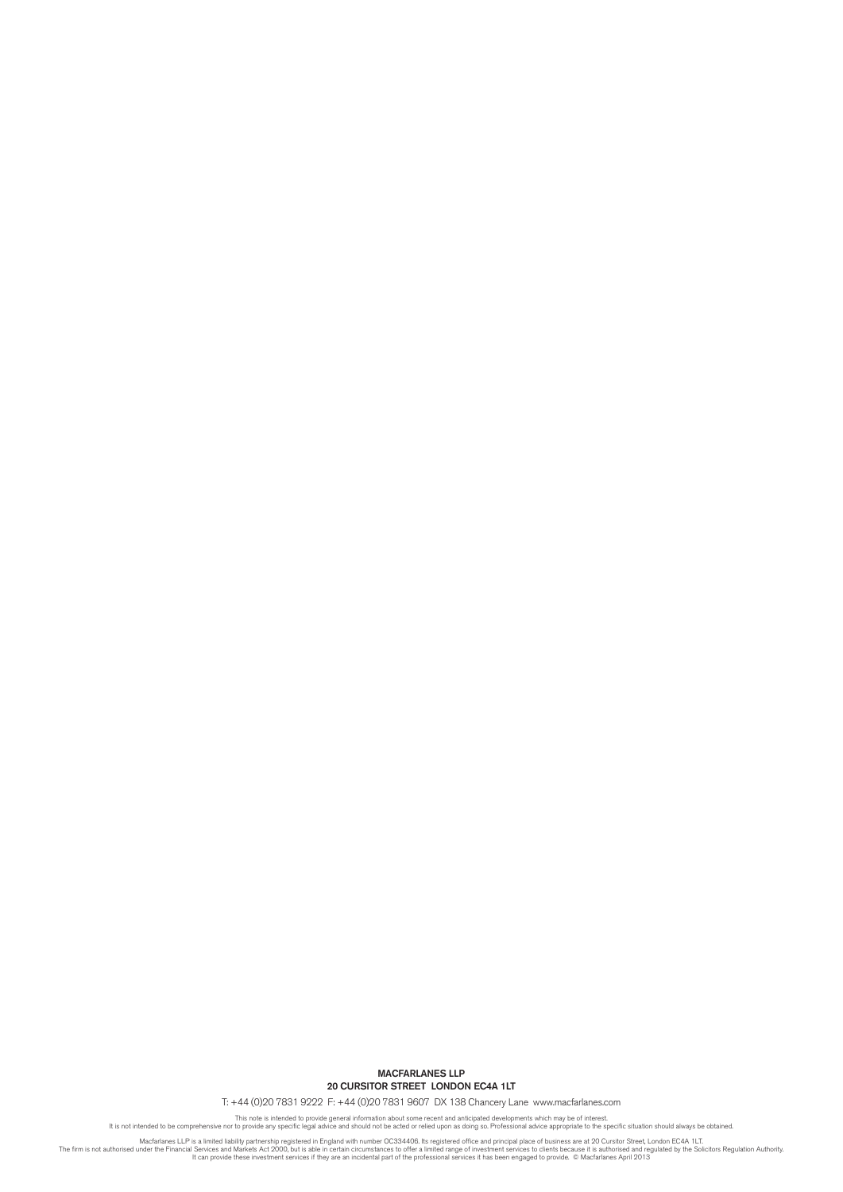**MACFARLANES LLP**
**20 CURSITOR STREET LONDON EC4A 1LT**

T: +44 (0)20 7831 9222 F: +44 (0)20 7831 9607 DX 138 Chancery Lane www.macfarlanes.com

This note is intended to provide general information about some recent and anticipated developments which may be of interest.
It is not intended to be comprehensive nor to provide any specific legal advice and should not be acted or relied upon as doing so. Professional advice appropriate to the specific situation should always be obtained.

Macfarlanes LLP is a limited liability partnership registered in England with number OC334406. Its registered office and principal place of business are at 20 Cursitor Street, London EC4A 1LT.
The firm is not authorised under the Financial Services and Markets Act 2000, but is able in certain circumstances to offer a limited range of investment services to clients because it is authorised and regulated by the Solicitors Regulation Authority.
It can provide these investment services if they are an incidental part of the professional services it has been engaged to provide. © Macfarlanes April 2013